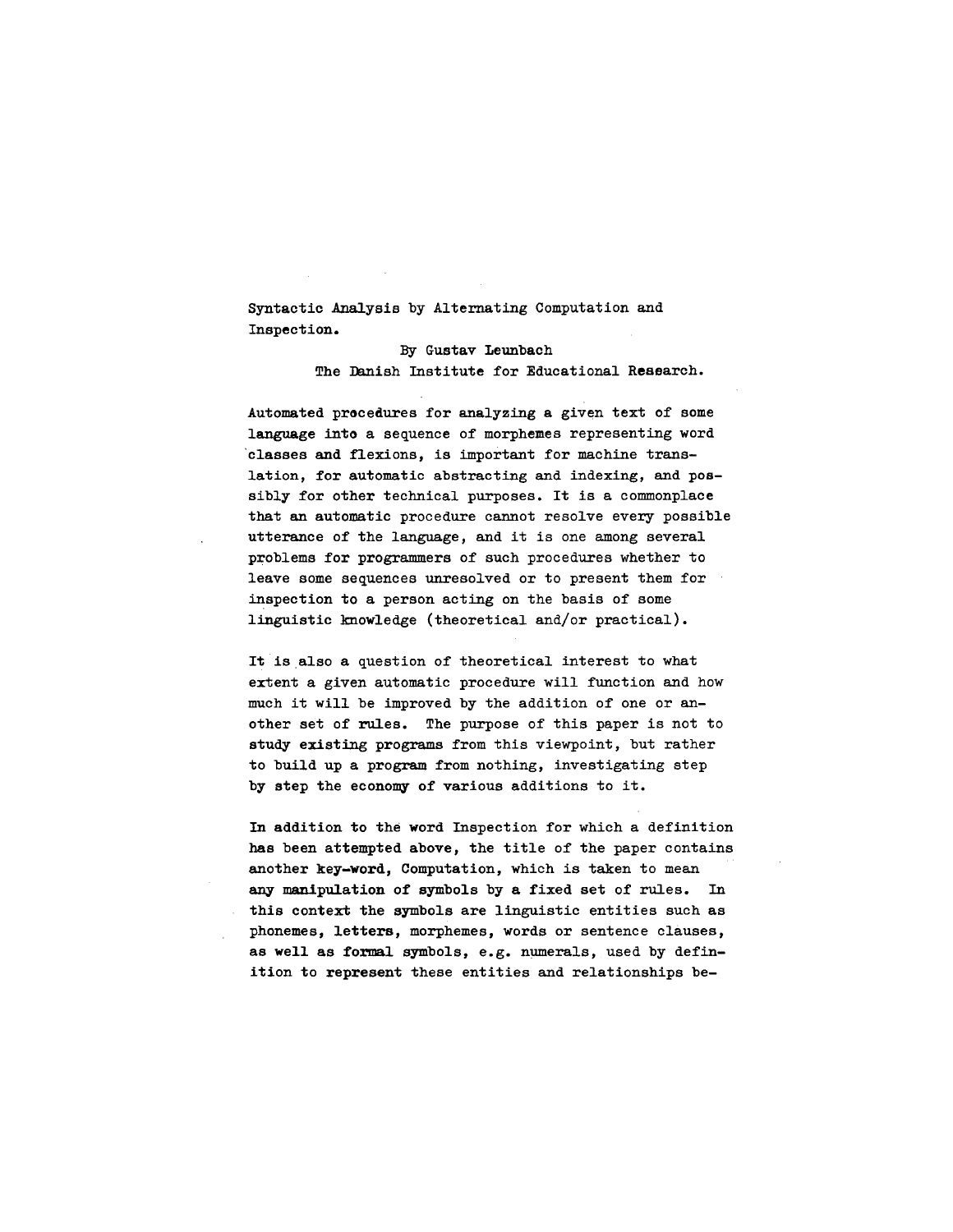# Syntactic Analysis by Alternating Computation and Inspection.

By Gustav Leunbach

The Danish Institute for Educational Research.

Automated procedures for analyzing a given text of some language into a sequence of morphemes representing word classes and flexions, is important for machine translation, for automatic abstracting and indexing, and possibly for other technical purposes. It is a commonplace that an automatic procedure cannot resolve every possible utterance of the language, and it is one among several problems for programmers of such procedures whether to leave some sequences unresolved or to present them for inspection to a person acting on the basis of some linguistic knowledge (theoretical and/or practical).

It is also a question of theoretical interest to what extent a given automatic procedure will function and how much it will be improved by the addition of one or another set of rules. The purpose of this paper is not to study existing programs from this viewpoint, but rather to build up a program from nothing, investigating step by step the economy of various additions to it.

In addition to the word Inspection for which a definition has been attempted above, the title of the paper contains another key-word, Computation, which is taken to mean any manipulation of symbols by a fixed set of rules. In this context the symbols are linguistic entities such as phonemes, letters, morphemes, words or sentence clauses, as well as formal symbols, e.g. numerals, used by definition to represent these entities and relationships be-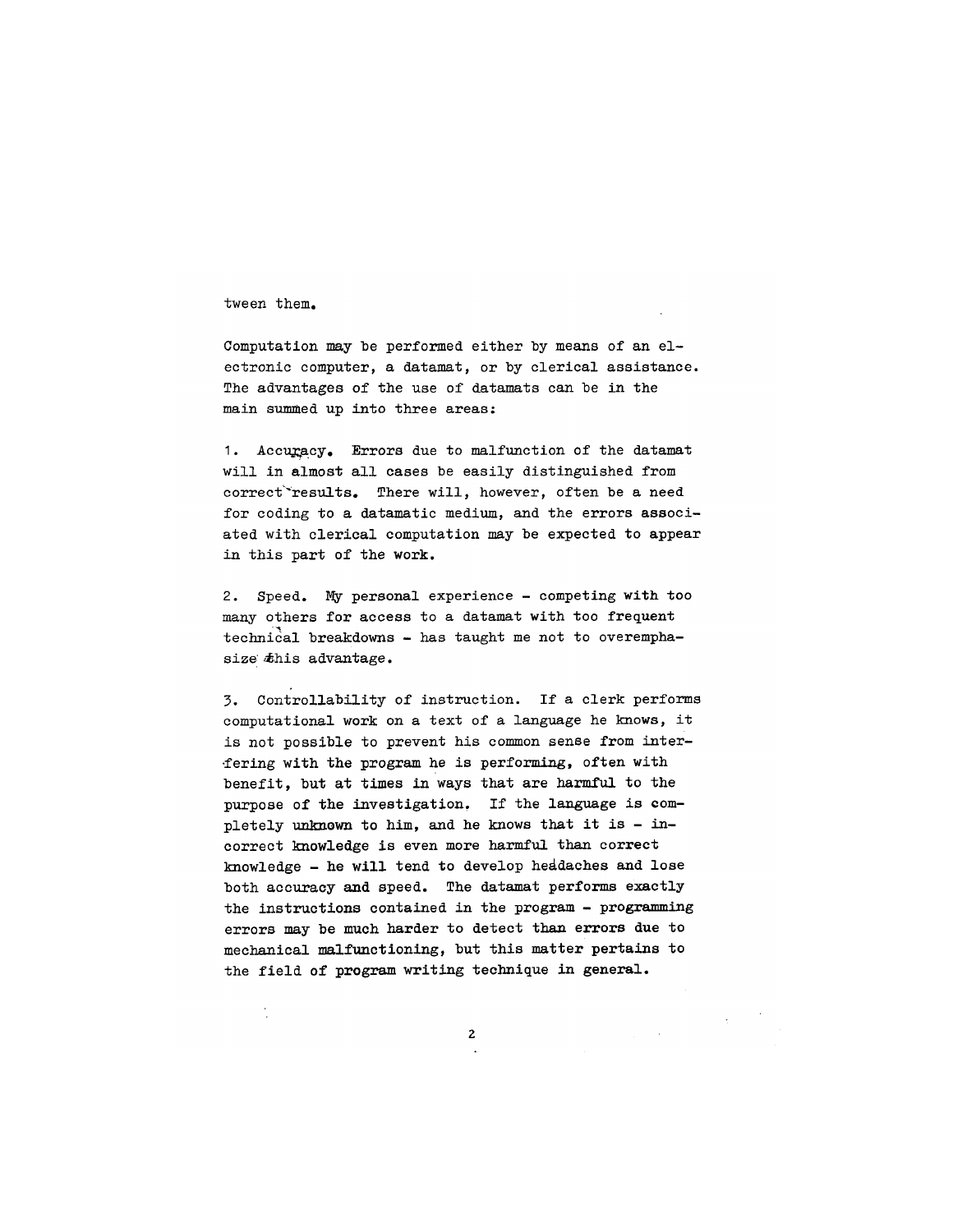tween them.

Computation may be performed either by means of an electronic computer, a datamat, or by clerical assistance. The advantages of the use of datamats can be in the main summed up into three areas:

1. Accuracy. Errors due to malfunction of the datamat will in almost all cases be easily distinguished from correct results. There will, however, often be a need for coding to a datamatic medium, and the errors associated with clerical computation may be expected to appear in this part of the work.

2. Speed. My personal experience - competing with too many others for access to a datamat with too frequent technical breakdowns - has taught me not to overemphasize this advantage.

3. Controllability of instruction. If a clerk performs computational work on a text of a language he knows, it is not possible to prevent his common sense from interfering with the program he is performing, often with benefit, but at times in ways that are harmful to the purpose of the investigation. If the language is completely unknown to him, and he knows that it is - incorrect knowledge is even more harmful than correct knowledge - he will tend to develop headaches and lose both accuracy and speed. The datamat performs exactly the instructions contained in the program - programming errors may be much harder to detect than errors due to mechanical malfunctioning, but this matter pertains to the field of program writing technique in general.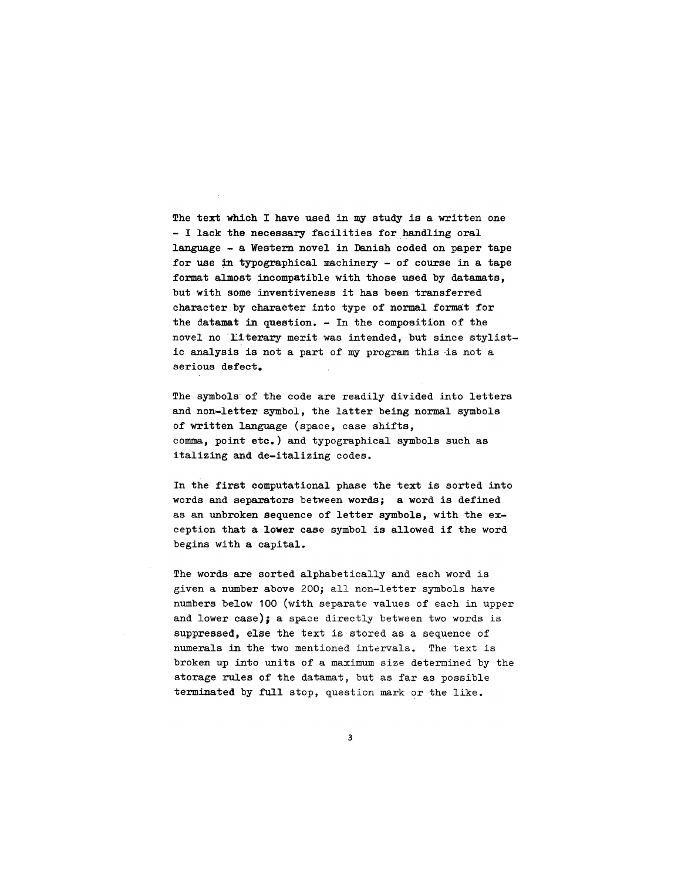The text which I have used in my study is a written one - I lack the necessary facilities for handling oral language - a Western novel in Danish coded on paper tape for use in typographical machinery - of course in a tape format almost incompatible with those used by datamats, but with some inventiveness it has been transferred character by character into type of normal format for the datamat in question. - In the composition of the novel no literary merit was intended, but since stylistic analysis is not a part of my program this is not a serious defect.

The symbols of the code are readily divided into letters and non-letter symbol, the latter being normal symbols of written language (space, case shifts, comma, point etc.) and typographical symbols such as italizing and de-italizing codes.

In the first computational phase the text is sorted into words and separators between words; a word is defined as an unbroken sequence of letter symbols, with the exception that a lower case symbol is allowed if the word begins with a capital.

The words are sorted alphabetically and each word is given a number above 200; all non-letter symbols have numbers below 100 (with separate values of each in upper and lower case); a space directly between two words is suppressed, else the text is stored as a sequence of numerals in the two mentioned intervals. The text is broken up into units of a maximum size determined by the storage rules of the datamat, but as far as possible terminated by full stop, question mark or the like.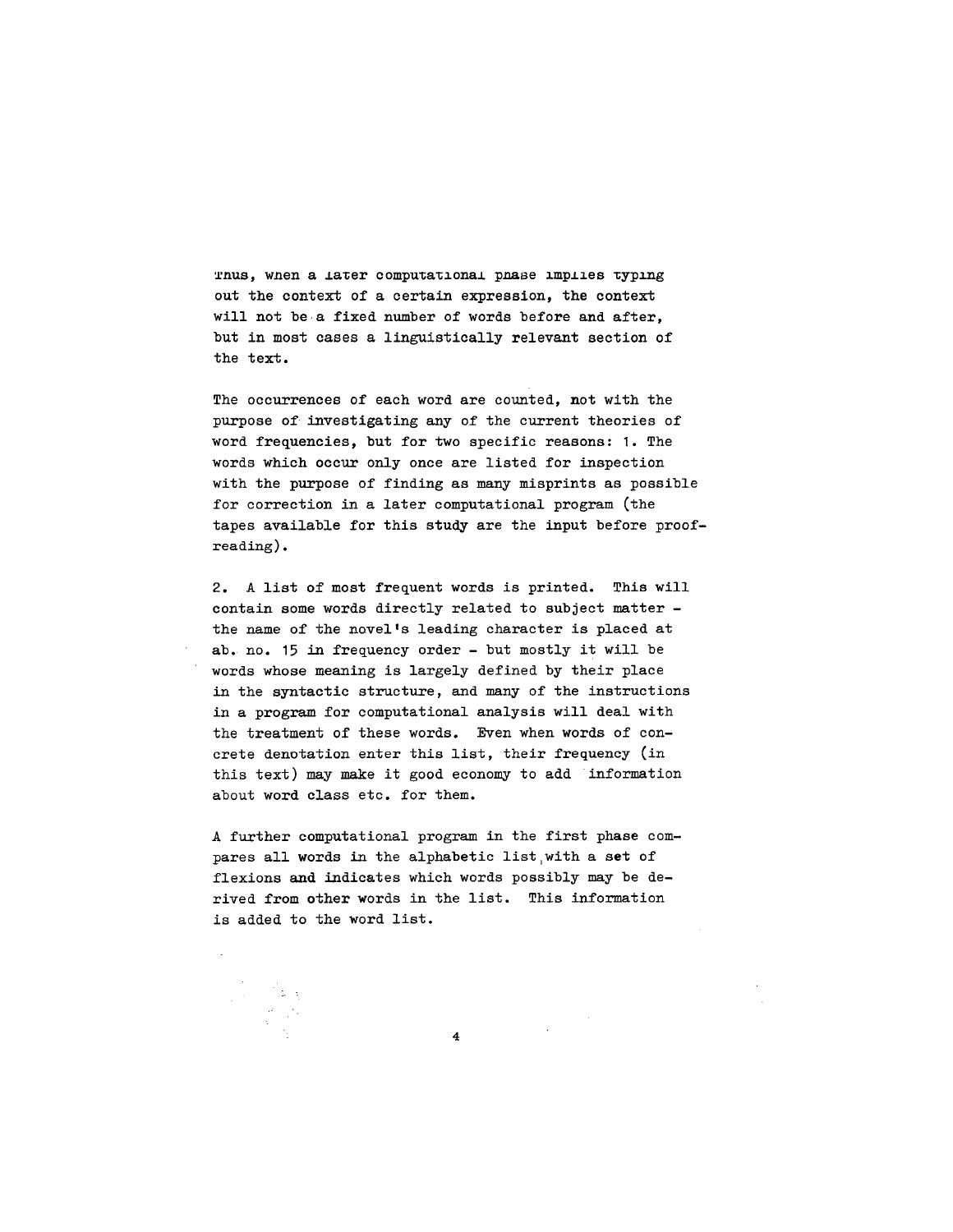Thus, when a later computational phase implies typing out the context of a certain expression, the context will not be a fixed number of words before and after, but in most cases a linguistically relevant section of the text.

The occurrences of each word are counted, not with the purpose of investigating any of the current theories of word frequencies, but for two specific reasons: 1. The words which occur only once are listed for inspection with the purpose of finding as many misprints as possible for correction in a later computational program (the tapes available for this study are the input before proof-reading).

2. A list of most frequent words is printed. This will contain some words directly related to subject matter - the name of the novel's leading character is placed at ab. no. 15 in frequency order - but mostly it will be words whose meaning is largely defined by their place in the syntactic structure, and many of the instructions in a program for computational analysis will deal with the treatment of these words. Even when words of concrete denotation enter this list, their frequency (in this text) may make it good economy to add information about word class etc. for them.

A further computational program in the first phase compares all words in the alphabetic list with a set of flexions and indicates which words possibly may be derived from other words in the list. This information is added to the word list.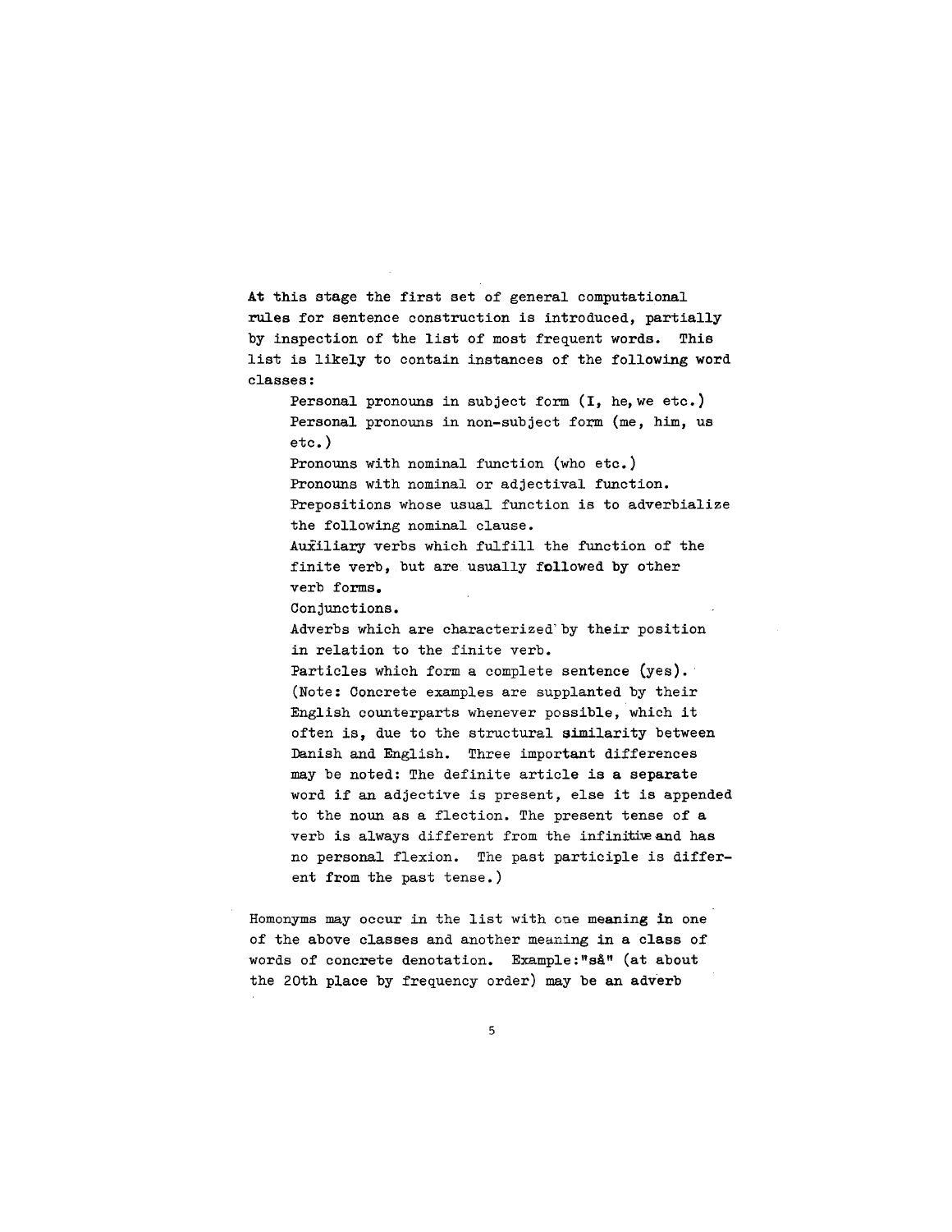At this stage the first set of general computational rules for sentence construction is introduced, partially by inspection of the list of most frequent words. This list is likely to contain instances of the following word classes:

> Personal pronouns in subject form (I, he, we etc.)
> Personal pronouns in non-subject form (me, him, us etc.)
> Pronouns with nominal function (who etc.)
> Pronouns with nominal or adjectival function.
> Prepositions whose usual function is to adverbialize the following nominal clause.
> Auxiliary verbs which fulfill the function of the finite verb, but are usually followed by other verb forms.
> Conjunctions.
> Adverbs which are characterized by their position in relation to the finite verb.
> Particles which form a complete sentence (yes).
> (Note: Concrete examples are supplanted by their English counterparts whenever possible, which it often is, due to the structural similarity between Danish and English. Three important differences may be noted: The definite article is a separate word if an adjective is present, else it is appended to the noun as a flection. The present tense of a verb is always different from the infinitive and has no personal flexion. The past participle is different from the past tense.)

Homonyms may occur in the list with one meaning in one of the above classes and another meaning in a class of words of concrete denotation. Example: "så" (at about the 20th place by frequency order) may be an adverb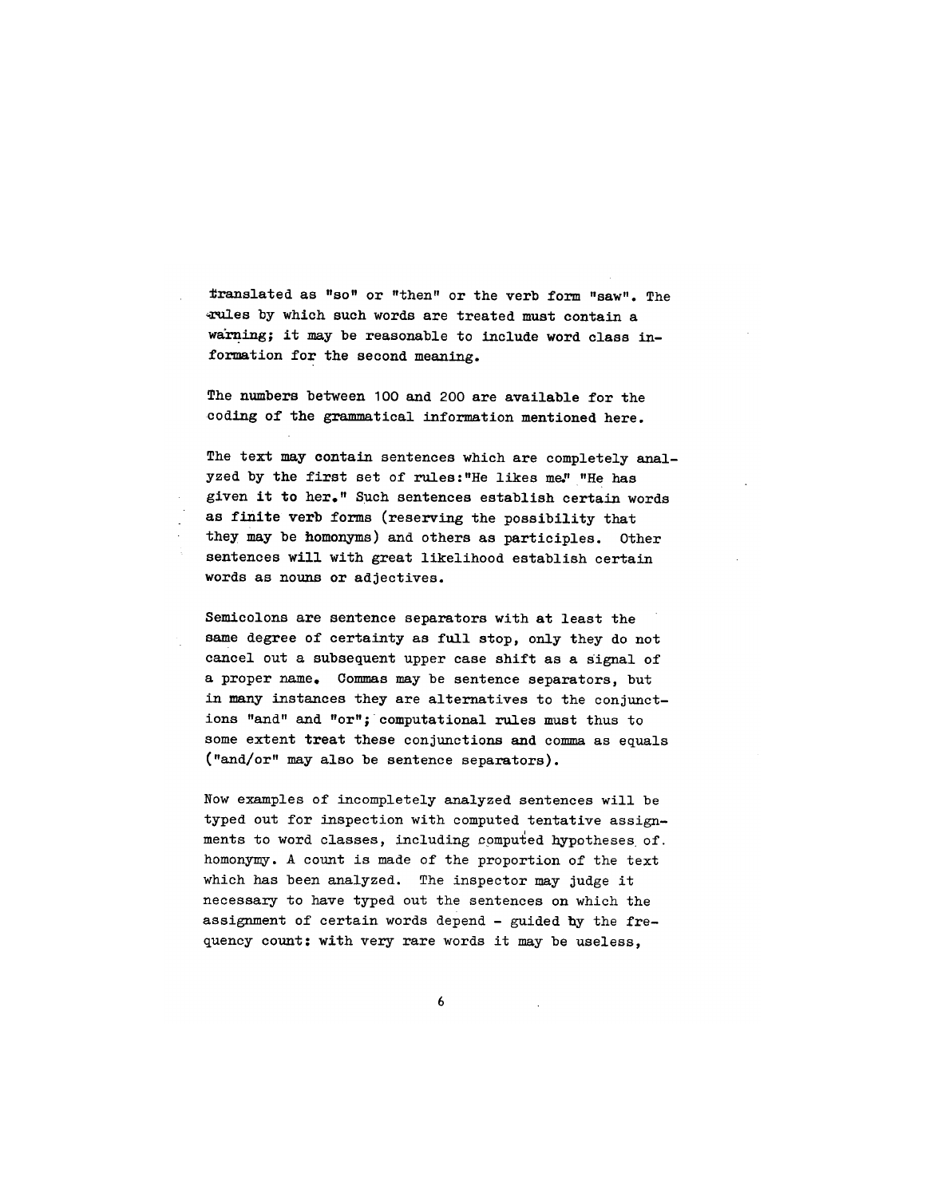translated as "so" or "then" or the verb form "saw". The rules by which such words are treated must contain a warning; it may be reasonable to include word class information for the second meaning.

The numbers between 100 and 200 are available for the coding of the grammatical information mentioned here.

The text may contain sentences which are completely analyzed by the first set of rules: "He likes me." "He has given it to her." Such sentences establish certain words as finite verb forms (reserving the possibility that they may be homonyms) and others as participles. Other sentences will with great likelihood establish certain words as nouns or adjectives.

Semicolons are sentence separators with at least the same degree of certainty as full stop, only they do not cancel out a subsequent upper case shift as a signal of a proper name. Commas may be sentence separators, but in many instances they are alternatives to the conjunctions "and" and "or"; computational rules must thus to some extent treat these conjunctions and comma as equals ("and/or" may also be sentence separators).

Now examples of incompletely analyzed sentences will be typed out for inspection with computed tentative assignments to word classes, including computed hypotheses of homonymy. A count is made of the proportion of the text which has been analyzed. The inspector may judge it necessary to have typed out the sentences on which the assignment of certain words depend - guided by the frequency count: with very rare words it may be useless,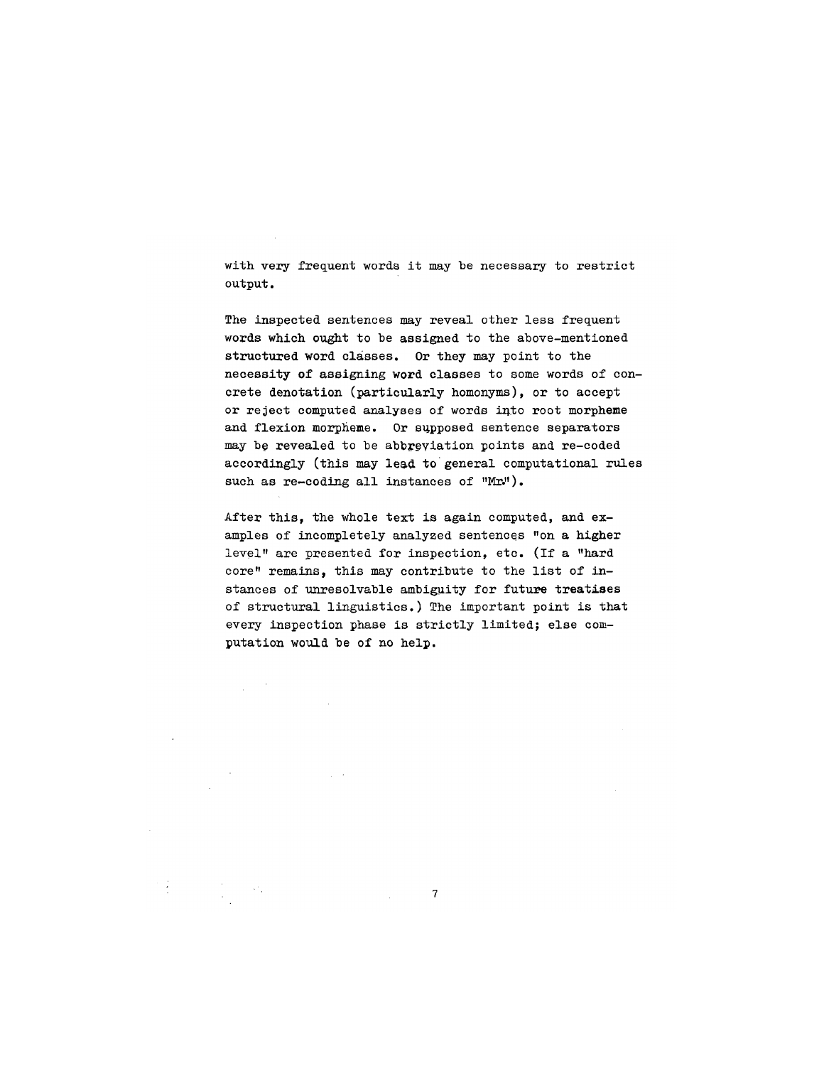with very frequent words it may be necessary to restrict output.

The inspected sentences may reveal other less frequent words which ought to be assigned to the above-mentioned structured word classes. Or they may point to the necessity of assigning word classes to some words of concrete denotation (particularly homonyms), or to accept or reject computed analyses of words into root morpheme and flexion morpheme. Or supposed sentence separators may be revealed to be abbreviation points and re-coded accordingly (this may lead to general computational rules such as re-coding all instances of "Mr.").

After this, the whole text is again computed, and examples of incompletely analyzed sentences "on a higher level" are presented for inspection, etc. (If a "hard core" remains, this may contribute to the list of instances of unresolvable ambiguity for future treatises of structural linguistics.) The important point is that every inspection phase is strictly limited; else computation would be of no help.